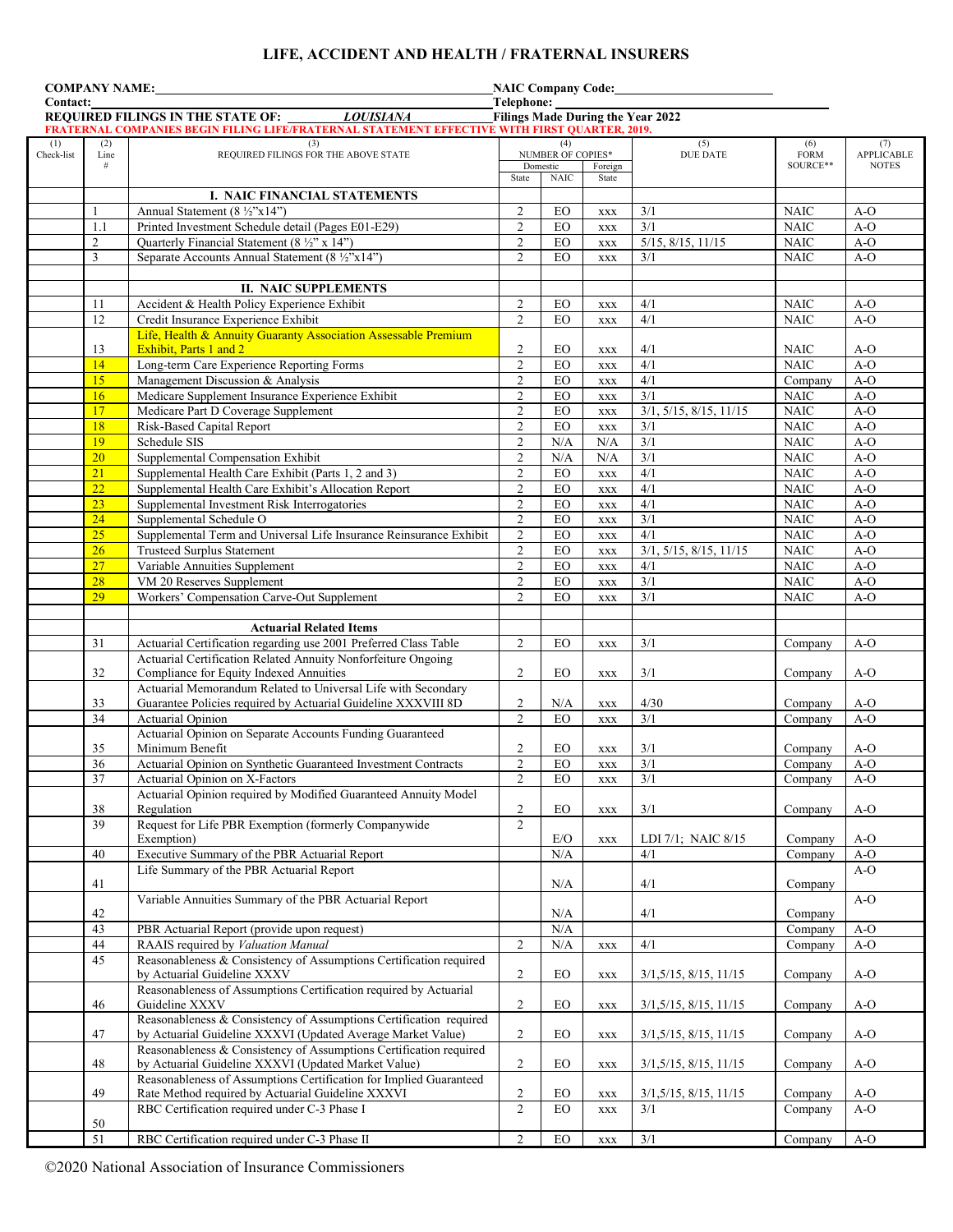# LIFE, ACCIDENT AND HEALTH / FRATERNAL INSURERS

**COMPANY NAME:** _______________ **NAIC Company Code:** _______________

**Contact:** _______________ **Telephone:** _______________

**REQUIRED FILINGS IN THE STATE OF:** ***LOUISIANA*** **Filings Made During the Year 2022**

**FRATERNAL COMPANIES BEGIN FILING LIFE/FRATERNAL STATEMENT EFFECTIVE WITH FIRST QUARTER, 2019.**

| (1) Check-list | (2) Line # | (3) REQUIRED FILINGS FOR THE ABOVE STATE | (4) NUMBER OF COPIES* Domestic State | Domestic NAIC | Foreign State | (5) DUE DATE | (6) FORM SOURCE** | (7) APPLICABLE NOTES |
|---|---|---|---|---|---|---|---|---|
| | | **I. NAIC FINANCIAL STATEMENTS** | | | | | | |
| | 1 | Annual Statement (8 ½"x14") | 2 | EO | xxx | 3/1 | NAIC | A-O |
| | 1.1 | Printed Investment Schedule detail (Pages E01-E29) | 2 | EO | xxx | 3/1 | NAIC | A-O |
| | 2 | Quarterly Financial Statement (8 ½" x 14") | 2 | EO | xxx | 5/15, 8/15, 11/15 | NAIC | A-O |
| | 3 | Separate Accounts Annual Statement (8 ½"x14") | 2 | EO | xxx | 3/1 | NAIC | A-O |
| | | | | | | | | |
| | | **II. NAIC SUPPLEMENTS** | | | | | | |
| | 11 | Accident & Health Policy Experience Exhibit | 2 | EO | xxx | 4/1 | NAIC | A-O |
| | 12 | Credit Insurance Experience Exhibit | 2 | EO | xxx | 4/1 | NAIC | A-O |
| | 13 | Life, Health & Annuity Guaranty Association Assessable Premium Exhibit, Parts 1 and 2 | 2 | EO | xxx | 4/1 | NAIC | A-O |
| | 14 | Long-term Care Experience Reporting Forms | 2 | EO | xxx | 4/1 | NAIC | A-O |
| | 15 | Management Discussion & Analysis | 2 | EO | xxx | 4/1 | Company | A-O |
| | 16 | Medicare Supplement Insurance Experience Exhibit | 2 | EO | xxx | 3/1 | NAIC | A-O |
| | 17 | Medicare Part D Coverage Supplement | 2 | EO | xxx | 3/1, 5/15, 8/15, 11/15 | NAIC | A-O |
| | 18 | Risk-Based Capital Report | 2 | EO | xxx | 3/1 | NAIC | A-O |
| | 19 | Schedule SIS | 2 | N/A | N/A | 3/1 | NAIC | A-O |
| | 20 | Supplemental Compensation Exhibit | 2 | N/A | N/A | 3/1 | NAIC | A-O |
| | 21 | Supplemental Health Care Exhibit (Parts 1, 2 and 3) | 2 | EO | xxx | 4/1 | NAIC | A-O |
| | 22 | Supplemental Health Care Exhibit's Allocation Report | 2 | EO | xxx | 4/1 | NAIC | A-O |
| | 23 | Supplemental Investment Risk Interrogatories | 2 | EO | xxx | 4/1 | NAIC | A-O |
| | 24 | Supplemental Schedule O | 2 | EO | xxx | 3/1 | NAIC | A-O |
| | 25 | Supplemental Term and Universal Life Insurance Reinsurance Exhibit | 2 | EO | xxx | 4/1 | NAIC | A-O |
| | 26 | Trusteed Surplus Statement | 2 | EO | xxx | 3/1, 5/15, 8/15, 11/15 | NAIC | A-O |
| | 27 | Variable Annuities Supplement | 2 | EO | xxx | 4/1 | NAIC | A-O |
| | 28 | VM 20 Reserves Supplement | 2 | EO | xxx | 3/1 | NAIC | A-O |
| | 29 | Workers' Compensation Carve-Out Supplement | 2 | EO | xxx | 3/1 | NAIC | A-O |
| | | | | | | | | |
| | | **Actuarial Related Items** | | | | | | |
| | 31 | Actuarial Certification regarding use 2001 Preferred Class Table | 2 | EO | xxx | 3/1 | Company | A-O |
| | 32 | Actuarial Certification Related Annuity Nonforfeiture Ongoing Compliance for Equity Indexed Annuities | 2 | EO | xxx | 3/1 | Company | A-O |
| | 33 | Actuarial Memorandum Related to Universal Life with Secondary Guarantee Policies required by Actuarial Guideline XXXVIII 8D | 2 | N/A | xxx | 4/30 | Company | A-O |
| | 34 | Actuarial Opinion | 2 | EO | xxx | 3/1 | Company | A-O |
| | 35 | Actuarial Opinion on Separate Accounts Funding Guaranteed Minimum Benefit | 2 | EO | xxx | 3/1 | Company | A-O |
| | 36 | Actuarial Opinion on Synthetic Guaranteed Investment Contracts | 2 | EO | xxx | 3/1 | Company | A-O |
| | 37 | Actuarial Opinion on X-Factors | 2 | EO | xxx | 3/1 | Company | A-O |
| | 38 | Actuarial Opinion required by Modified Guaranteed Annuity Model Regulation | 2 | EO | xxx | 3/1 | Company | A-O |
| | 39 | Request for Life PBR Exemption (formerly Companywide Exemption) | 2 | E/O | xxx | LDI 7/1; NAIC 8/15 | Company | A-O |
| | 40 | Executive Summary of the PBR Actuarial Report | | N/A | | 4/1 | Company | A-O |
| | 41 | Life Summary of the PBR Actuarial Report | | N/A | | 4/1 | Company | A-O |
| | 42 | Variable Annuities Summary of the PBR Actuarial Report | | N/A | | 4/1 | Company | A-O |
| | 43 | PBR Actuarial Report (provide upon request) | | N/A | | | Company | A-O |
| | 44 | RAAIS required by *Valuation Manual* | 2 | N/A | xxx | 4/1 | Company | A-O |
| | 45 | Reasonableness & Consistency of Assumptions Certification required by Actuarial Guideline XXXV | 2 | EO | xxx | 3/1,5/15, 8/15, 11/15 | Company | A-O |
| | 46 | Reasonableness of Assumptions Certification required by Actuarial Guideline XXXV | 2 | EO | xxx | 3/1,5/15, 8/15, 11/15 | Company | A-O |
| | 47 | Reasonableness & Consistency of Assumptions Certification required by Actuarial Guideline XXXVI (Updated Average Market Value) | 2 | EO | xxx | 3/1,5/15, 8/15, 11/15 | Company | A-O |
| | 48 | Reasonableness & Consistency of Assumptions Certification required by Actuarial Guideline XXXVI (Updated Market Value) | 2 | EO | xxx | 3/1,5/15, 8/15, 11/15 | Company | A-O |
| | 49 | Reasonableness of Assumptions Certification for Implied Guaranteed Rate Method required by Actuarial Guideline XXXVI | 2 | EO | xxx | 3/1,5/15, 8/15, 11/15 | Company | A-O |
| | 50 | RBC Certification required under C-3 Phase I | 2 | EO | xxx | 3/1 | Company | A-O |
| | 51 | RBC Certification required under C-3 Phase II | 2 | EO | xxx | 3/1 | Company | A-O |

©2020 National Association of Insurance Commissioners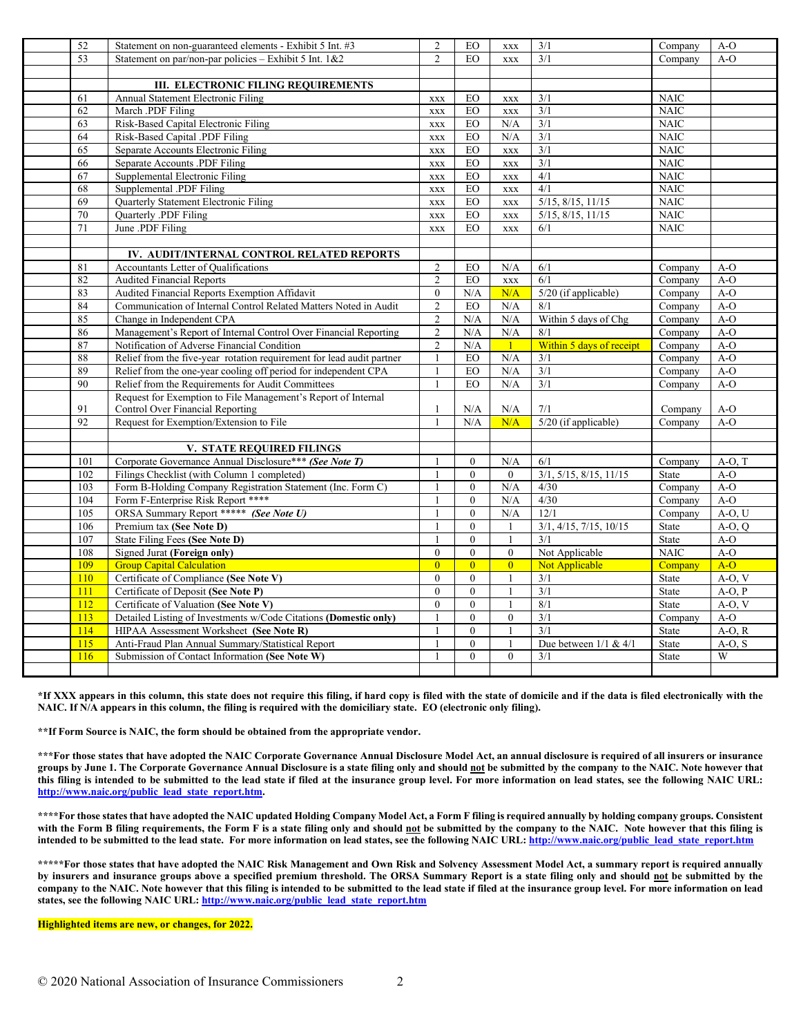| | | | | | | | |
|---|---|---|---|---|---|---|---|
| 52 | Statement on non-guaranteed elements - Exhibit 5 Int. #3 | 2 | EO | xxx | 3/1 | Company | A-O |
| 53 | Statement on par/non-par policies – Exhibit 5 Int. 1&2 | 2 | EO | xxx | 3/1 | Company | A-O |
| | | | | | | | |
| | **III. ELECTRONIC FILING REQUIREMENTS** | | | | | | |
| 61 | Annual Statement Electronic Filing | xxx | EO | xxx | 3/1 | NAIC | |
| 62 | March .PDF Filing | xxx | EO | xxx | 3/1 | NAIC | |
| 63 | Risk-Based Capital Electronic Filing | xxx | EO | N/A | 3/1 | NAIC | |
| 64 | Risk-Based Capital .PDF Filing | xxx | EO | N/A | 3/1 | NAIC | |
| 65 | Separate Accounts Electronic Filing | xxx | EO | xxx | 3/1 | NAIC | |
| 66 | Separate Accounts .PDF Filing | xxx | EO | xxx | 3/1 | NAIC | |
| 67 | Supplemental Electronic Filing | xxx | EO | xxx | 4/1 | NAIC | |
| 68 | Supplemental .PDF Filing | xxx | EO | xxx | 4/1 | NAIC | |
| 69 | Quarterly Statement Electronic Filing | xxx | EO | xxx | 5/15, 8/15, 11/15 | NAIC | |
| 70 | Quarterly .PDF Filing | xxx | EO | xxx | 5/15, 8/15, 11/15 | NAIC | |
| 71 | June .PDF Filing | xxx | EO | xxx | 6/1 | NAIC | |
| | | | | | | | |
| | **IV. AUDIT/INTERNAL CONTROL RELATED REPORTS** | | | | | | |
| 81 | Accountants Letter of Qualifications | 2 | EO | N/A | 6/1 | Company | A-O |
| 82 | Audited Financial Reports | 2 | EO | xxx | 6/1 | Company | A-O |
| 83 | Audited Financial Reports Exemption Affidavit | 0 | N/A | N/A | 5/20 (if applicable) | Company | A-O |
| 84 | Communication of Internal Control Related Matters Noted in Audit | 2 | EO | N/A | 8/1 | Company | A-O |
| 85 | Change in Independent CPA | 2 | N/A | N/A | Within 5 days of Chg | Company | A-O |
| 86 | Management's Report of Internal Control Over Financial Reporting | 2 | N/A | N/A | 8/1 | Company | A-O |
| 87 | Notification of Adverse Financial Condition | 2 | N/A | 1 | Within 5 days of receipt | Company | A-O |
| 88 | Relief from the five-year rotation requirement for lead audit partner | 1 | EO | N/A | 3/1 | Company | A-O |
| 89 | Relief from the one-year cooling off period for independent CPA | 1 | EO | N/A | 3/1 | Company | A-O |
| 90 | Relief from the Requirements for Audit Committees | 1 | EO | N/A | 3/1 | Company | A-O |
| 91 | Request for Exemption to File Management's Report of Internal Control Over Financial Reporting | 1 | N/A | N/A | 7/1 | Company | A-O |
| 92 | Request for Exemption/Extension to File | 1 | N/A | N/A | 5/20 (if applicable) | Company | A-O |
| | | | | | | | |
| | **V. STATE REQUIRED FILINGS** | | | | | | |
| 101 | Corporate Governance Annual Disclosure*** ***(See Note T)*** | 1 | 0 | N/A | 6/1 | Company | A-O, T |
| 102 | Filings Checklist (with Column 1 completed) | 1 | 0 | 0 | 3/1, 5/15, 8/15, 11/15 | State | A-O |
| 103 | Form B-Holding Company Registration Statement (Inc. Form C) | 1 | 0 | N/A | 4/30 | Company | A-O |
| 104 | Form F-Enterprise Risk Report **** | 1 | 0 | N/A | 4/30 | Company | A-O |
| 105 | ORSA Summary Report ***** ***(See Note U)*** | 1 | 0 | N/A | 12/1 | Company | A-O, U |
| 106 | Premium tax **(See Note D)** | 1 | 0 | 1 | 3/1, 4/15, 7/15, 10/15 | State | A-O, Q |
| 107 | State Filing Fees **(See Note D)** | 1 | 0 | 1 | 3/1 | State | A-O |
| 108 | Signed Jurat **(Foreign only)** | 0 | 0 | 0 | Not Applicable | NAIC | A-O |
| 109 | Group Capital Calculation | 0 | 0 | 0 | Not Applicable | Company | A-O |
| 110 | Certificate of Compliance **(See Note V)** | 0 | 0 | 1 | 3/1 | State | A-O, V |
| 111 | Certificate of Deposit **(See Note P)** | 0 | 0 | 1 | 3/1 | State | A-O, P |
| 112 | Certificate of Valuation **(See Note V)** | 0 | 0 | 1 | 8/1 | State | A-O, V |
| 113 | Detailed Listing of Investments w/Code Citations **(Domestic only)** | 1 | 0 | 0 | 3/1 | Company | A-O |
| 114 | HIPAA Assessment Worksheet **(See Note R)** | 1 | 0 | 1 | 3/1 | State | A-O, R |
| 115 | Anti-Fraud Plan Annual Summary/Statistical Report | 1 | 0 | 1 | Due between 1/1 & 4/1 | State | A-O, S |
| 116 | Submission of Contact Information **(See Note W)** | 1 | 0 | 0 | 3/1 | State | W |

**\*If XXX appears in this column, this state does not require this filing, if hard copy is filed with the state of domicile and if the data is filed electronically with the NAIC. If N/A appears in this column, the filing is required with the domiciliary state. EO (electronic only filing).**

**\*\*If Form Source is NAIC, the form should be obtained from the appropriate vendor.**

**\*\*\*For those states that have adopted the NAIC Corporate Governance Annual Disclosure Model Act, an annual disclosure is required of all insurers or insurance groups by June 1. The Corporate Governance Annual Disclosure is a state filing only and should not be submitted by the company to the NAIC. Note however that this filing is intended to be submitted to the lead state if filed at the insurance group level. For more information on lead states, see the following NAIC URL: http://www.naic.org/public_lead_state_report.htm.**

**\*\*\*\*For those states that have adopted the NAIC updated Holding Company Model Act, a Form F filing is required annually by holding company groups. Consistent with the Form B filing requirements, the Form F is a state filing only and should not be submitted by the company to the NAIC. Note however that this filing is intended to be submitted to the lead state. For more information on lead states, see the following NAIC URL: http://www.naic.org/public_lead_state_report.htm**

**\*\*\*\*\*For those states that have adopted the NAIC Risk Management and Own Risk and Solvency Assessment Model Act, a summary report is required annually by insurers and insurance groups above a specified premium threshold. The ORSA Summary Report is a state filing only and should not be submitted by the company to the NAIC. Note however that this filing is intended to be submitted to the lead state if filed at the insurance group level. For more information on lead states, see the following NAIC URL: http://www.naic.org/public_lead_state_report.htm**

**Highlighted items are new, or changes, for 2022.**

© 2020 National Association of Insurance Commissioners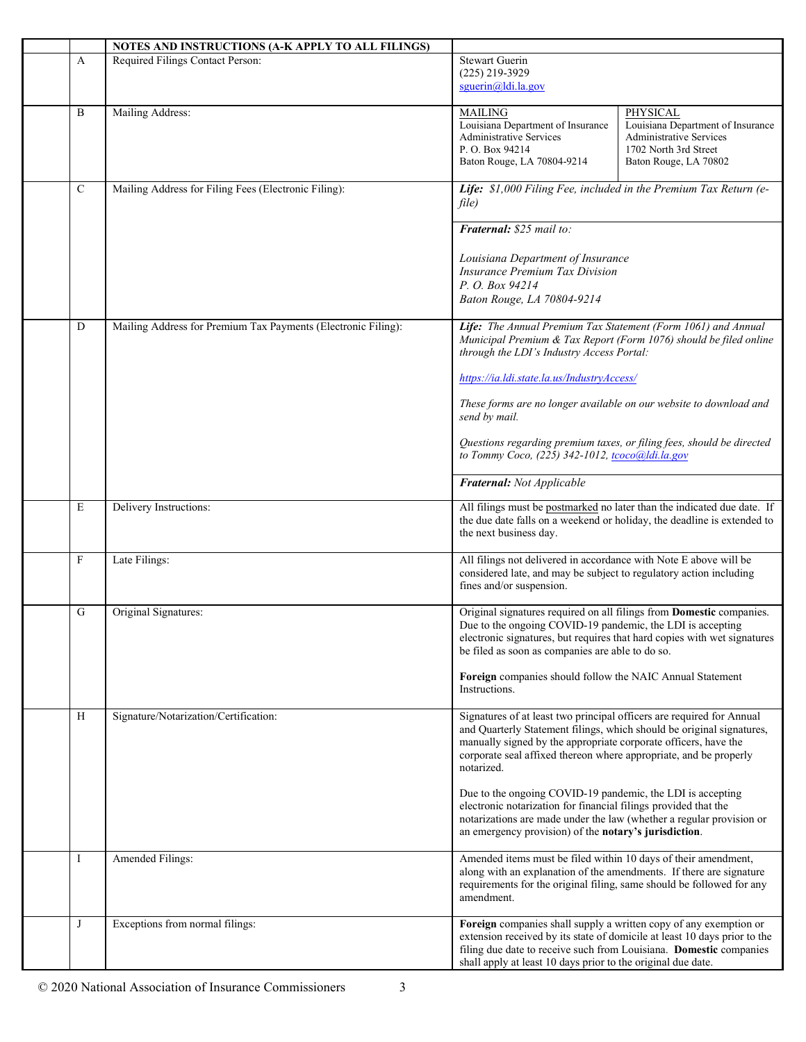| | | NOTES AND INSTRUCTIONS (A-K APPLY TO ALL FILINGS) | | |
|---|---|---|---|---|
| | A | Required Filings Contact Person: | Stewart Guerin<br>(225) 219-3929<br>sguerin@ldi.la.gov | |
| | B | Mailing Address: | MAILING<br>Louisiana Department of Insurance<br>Administrative Services<br>P. O. Box 94214<br>Baton Rouge, LA 70804-9214 | PHYSICAL<br>Louisiana Department of Insurance<br>Administrative Services<br>1702 North 3rd Street<br>Baton Rouge, LA 70802 |
| | C | Mailing Address for Filing Fees (Electronic Filing): | ***Life:*** *$1,000 Filing Fee, included in the Premium Tax Return (e-file)*<br><br>***Fraternal:*** *$25 mail to:*<br><br>*Louisiana Department of Insurance*<br>*Insurance Premium Tax Division*<br>*P. O. Box 94214*<br>*Baton Rouge, LA 70804-9214* | |
| | D | Mailing Address for Premium Tax Payments (Electronic Filing): | ***Life:*** *The Annual Premium Tax Statement (Form 1061) and Annual Municipal Premium & Tax Report (Form 1076) should be filed online through the LDI's Industry Access Portal:*<br><br>*https://ia.ldi.state.la.us/IndustryAccess/*<br><br>*These forms are no longer available on our website to download and send by mail.*<br><br>*Questions regarding premium taxes, or filing fees, should be directed to Tommy Coco, (225) 342-1012, tcoco@ldi.la.gov*<br><br>***Fraternal:*** *Not Applicable* | |
| | E | Delivery Instructions: | All filings must be postmarked no later than the indicated due date. If the due date falls on a weekend or holiday, the deadline is extended to the next business day. | |
| | F | Late Filings: | All filings not delivered in accordance with Note E above will be considered late, and may be subject to regulatory action including fines and/or suspension. | |
| | G | Original Signatures: | Original signatures required on all filings from **Domestic** companies. Due to the ongoing COVID-19 pandemic, the LDI is accepting electronic signatures, but requires that hard copies with wet signatures be filed as soon as companies are able to do so.<br><br>**Foreign** companies should follow the NAIC Annual Statement Instructions. | |
| | H | Signature/Notarization/Certification: | Signatures of at least two principal officers are required for Annual and Quarterly Statement filings, which should be original signatures, manually signed by the appropriate corporate officers, have the corporate seal affixed thereon where appropriate, and be properly notarized.<br><br>Due to the ongoing COVID-19 pandemic, the LDI is accepting electronic notarization for financial filings provided that the notarizations are made under the law (whether a regular provision or an emergency provision) of the **notary's jurisdiction**. | |
| | I | Amended Filings: | Amended items must be filed within 10 days of their amendment, along with an explanation of the amendments. If there are signature requirements for the original filing, same should be followed for any amendment. | |
| | J | Exceptions from normal filings: | **Foreign** companies shall supply a written copy of any exemption or extension received by its state of domicile at least 10 days prior to the filing due date to receive such from Louisiana. **Domestic** companies shall apply at least 10 days prior to the original due date. | |

© 2020 National Association of Insurance Commissioners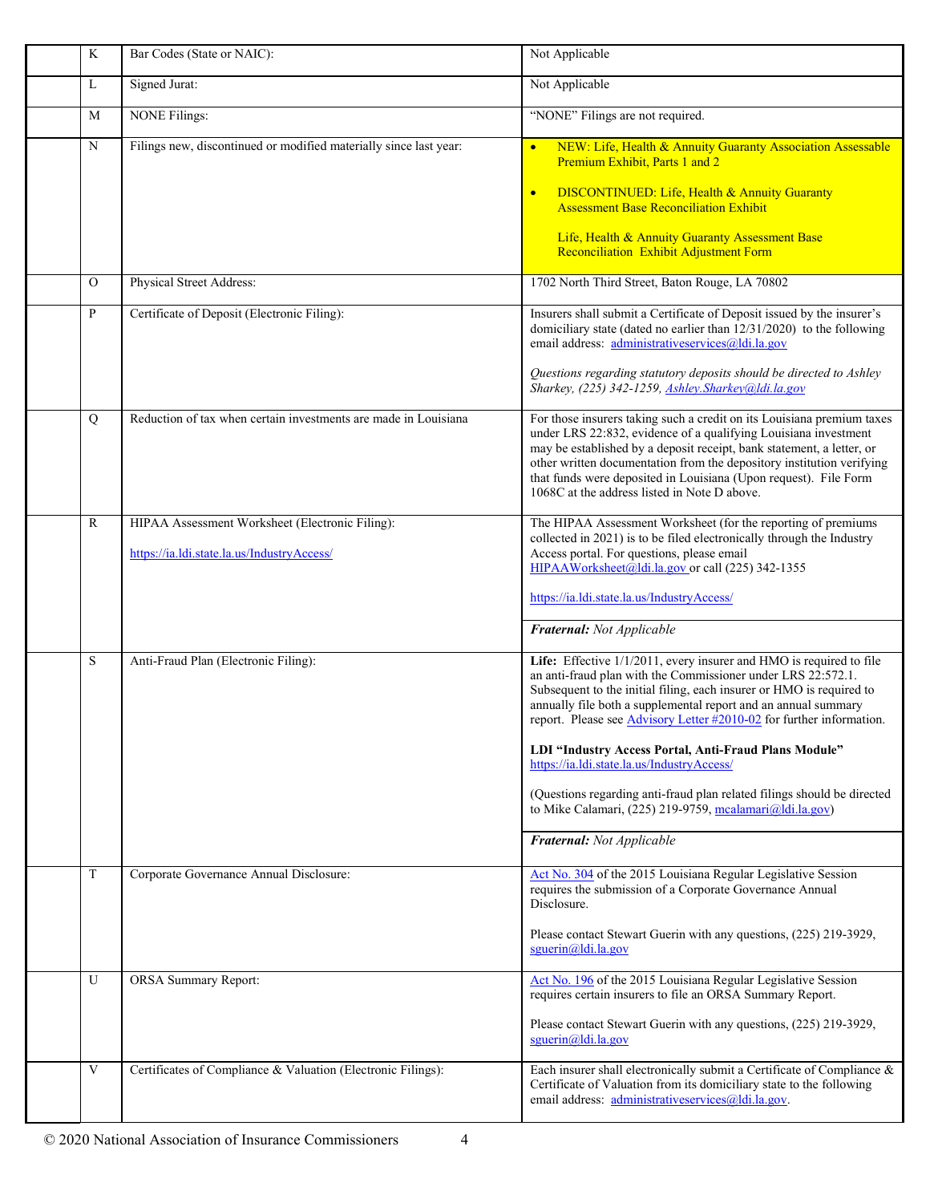| | | | |
|---|---|---|---|
| | K | Bar Codes (State or NAIC): | Not Applicable |
| | L | Signed Jurat: | Not Applicable |
| | M | NONE Filings: | "NONE" Filings are not required. |
| | N | Filings new, discontinued or modified materially since last year: | • NEW: Life, Health & Annuity Guaranty Association Assessable Premium Exhibit, Parts 1 and 2<br><br>• DISCONTINUED: Life, Health & Annuity Guaranty Assessment Base Reconciliation Exhibit<br><br>Life, Health & Annuity Guaranty Assessment Base Reconciliation Exhibit Adjustment Form |
| | O | Physical Street Address: | 1702 North Third Street, Baton Rouge, LA 70802 |
| | P | Certificate of Deposit (Electronic Filing): | Insurers shall submit a Certificate of Deposit issued by the insurer's domiciliary state (dated no earlier than 12/31/2020) to the following email address: administrativeservices@ldi.la.gov<br><br>*Questions regarding statutory deposits should be directed to Ashley Sharkey, (225) 342-1259, Ashley.Sharkey@ldi.la.gov* |
| | Q | Reduction of tax when certain investments are made in Louisiana | For those insurers taking such a credit on its Louisiana premium taxes under LRS 22:832, evidence of a qualifying Louisiana investment may be established by a deposit receipt, bank statement, a letter, or other written documentation from the depository institution verifying that funds were deposited in Louisiana (Upon request). File Form 1068C at the address listed in Note D above. |
| | R | HIPAA Assessment Worksheet (Electronic Filing):<br><br>https://ia.ldi.state.la.us/IndustryAccess/ | The HIPAA Assessment Worksheet (for the reporting of premiums collected in 2021) is to be filed electronically through the Industry Access portal. For questions, please email HIPAAWorksheet@ldi.la.gov or call (225) 342-1355<br><br>https://ia.ldi.state.la.us/IndustryAccess/<br><br>***Fraternal:*** *Not Applicable* |
| | S | Anti-Fraud Plan (Electronic Filing): | **Life:** Effective 1/1/2011, every insurer and HMO is required to file an anti-fraud plan with the Commissioner under LRS 22:572.1. Subsequent to the initial filing, each insurer or HMO is required to annually file both a supplemental report and an annual summary report. Please see Advisory Letter #2010-02 for further information.<br><br>**LDI "Industry Access Portal, Anti-Fraud Plans Module"**<br>https://ia.ldi.state.la.us/IndustryAccess/<br><br>(Questions regarding anti-fraud plan related filings should be directed to Mike Calamari, (225) 219-9759, mcalamari@ldi.la.gov)<br><br>***Fraternal:*** *Not Applicable* |
| | T | Corporate Governance Annual Disclosure: | Act No. 304 of the 2015 Louisiana Regular Legislative Session requires the submission of a Corporate Governance Annual Disclosure.<br><br>Please contact Stewart Guerin with any questions, (225) 219-3929, sguerin@ldi.la.gov |
| | U | ORSA Summary Report: | Act No. 196 of the 2015 Louisiana Regular Legislative Session requires certain insurers to file an ORSA Summary Report.<br><br>Please contact Stewart Guerin with any questions, (225) 219-3929, sguerin@ldi.la.gov |
| | V | Certificates of Compliance & Valuation (Electronic Filings): | Each insurer shall electronically submit a Certificate of Compliance & Certificate of Valuation from its domiciliary state to the following email address: administrativeservices@ldi.la.gov. |

© 2020 National Association of Insurance Commissioners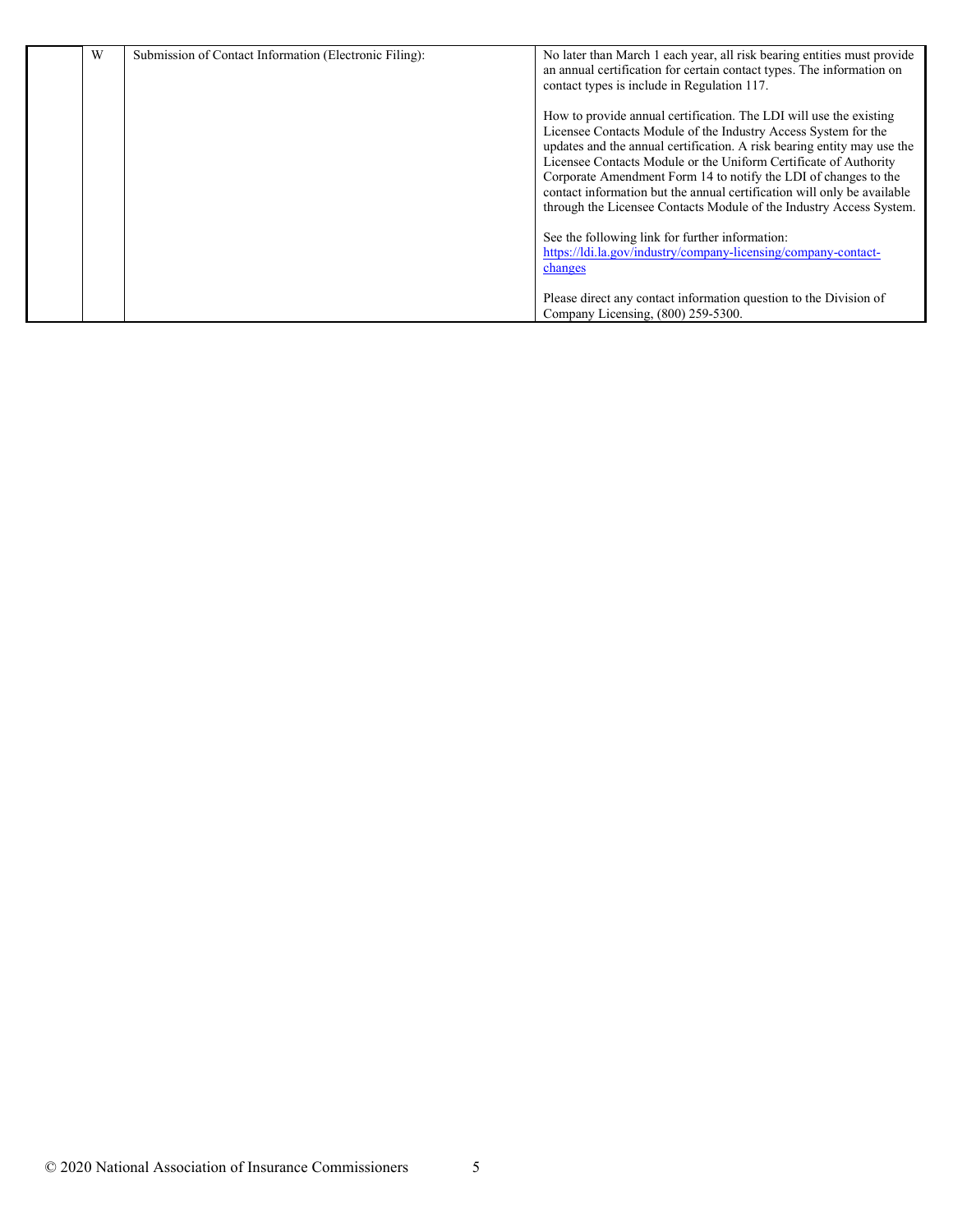|  | W | Submission of Contact Information (Electronic Filing): | No later than March 1 each year, all risk bearing entities must provide an annual certification for certain contact types. The information on contact types is include in Regulation 117.<br><br>How to provide annual certification. The LDI will use the existing Licensee Contacts Module of the Industry Access System for the updates and the annual certification. A risk bearing entity may use the Licensee Contacts Module or the Uniform Certificate of Authority Corporate Amendment Form 14 to notify the LDI of changes to the contact information but the annual certification will only be available through the Licensee Contacts Module of the Industry Access System.<br><br>See the following link for further information: [https://ldi.la.gov/industry/company-licensing/company-contact-changes](https://ldi.la.gov/industry/company-licensing/company-contact-changes)<br><br>Please direct any contact information question to the Division of Company Licensing, (800) 259-5300. |
|---|---|---|---|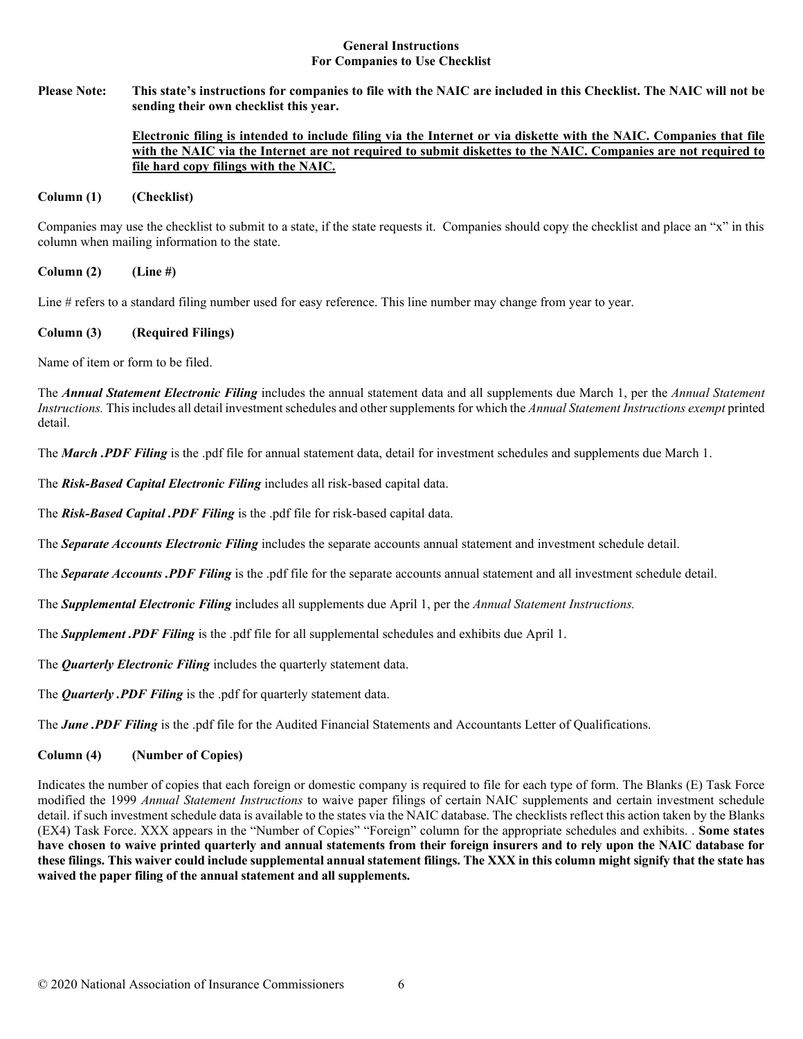**General Instructions**
**For Companies to Use Checklist**

**Please Note:** **This state's instructions for companies to file with the NAIC are included in this Checklist. The NAIC will not be sending their own checklist this year.**

**Electronic filing is intended to include filing via the Internet or via diskette with the NAIC. Companies that file with the NAIC via the Internet are not required to submit diskettes to the NAIC. Companies are not required to file hard copy filings with the NAIC.**

**Column (1) (Checklist)**

Companies may use the checklist to submit to a state, if the state requests it. Companies should copy the checklist and place an "x" in this column when mailing information to the state.

**Column (2) (Line #)**

Line # refers to a standard filing number used for easy reference. This line number may change from year to year.

**Column (3) (Required Filings)**

Name of item or form to be filed.

The ***Annual Statement Electronic Filing*** includes the annual statement data and all supplements due March 1, per the *Annual Statement Instructions.* This includes all detail investment schedules and other supplements for which the *Annual Statement Instructions exempt* printed detail.

The ***March .PDF Filing*** is the .pdf file for annual statement data, detail for investment schedules and supplements due March 1.

The ***Risk-Based Capital Electronic Filing*** includes all risk-based capital data.

The ***Risk-Based Capital .PDF Filing*** is the .pdf file for risk-based capital data.

The ***Separate Accounts Electronic Filing*** includes the separate accounts annual statement and investment schedule detail.

The ***Separate Accounts .PDF Filing*** is the .pdf file for the separate accounts annual statement and all investment schedule detail.

The ***Supplemental Electronic Filing*** includes all supplements due April 1, per the *Annual Statement Instructions.*

The ***Supplement .PDF Filing*** is the .pdf file for all supplemental schedules and exhibits due April 1.

The ***Quarterly Electronic Filing*** includes the quarterly statement data.

The ***Quarterly .PDF Filing*** is the .pdf for quarterly statement data.

The ***June .PDF Filing*** is the .pdf file for the Audited Financial Statements and Accountants Letter of Qualifications.

**Column (4) (Number of Copies)**

Indicates the number of copies that each foreign or domestic company is required to file for each type of form. The Blanks (E) Task Force modified the 1999 *Annual Statement Instructions* to waive paper filings of certain NAIC supplements and certain investment schedule detail. if such investment schedule data is available to the states via the NAIC database. The checklists reflect this action taken by the Blanks (EX4) Task Force. XXX appears in the "Number of Copies" "Foreign" column for the appropriate schedules and exhibits. . **Some states have chosen to waive printed quarterly and annual statements from their foreign insurers and to rely upon the NAIC database for these filings. This waiver could include supplemental annual statement filings. The XXX in this column might signify that the state has waived the paper filing of the annual statement and all supplements.**

© 2020 National Association of Insurance Commissioners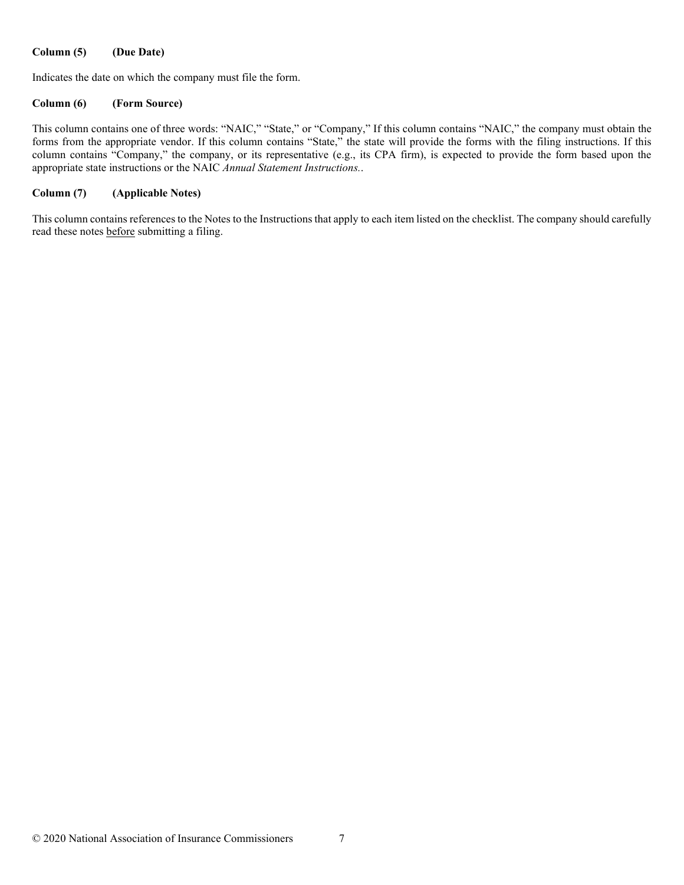**Column (5) (Due Date)**

Indicates the date on which the company must file the form.

**Column (6) (Form Source)**

This column contains one of three words: "NAIC," "State," or "Company," If this column contains "NAIC," the company must obtain the forms from the appropriate vendor. If this column contains "State," the state will provide the forms with the filing instructions. If this column contains "Company," the company, or its representative (e.g., its CPA firm), is expected to provide the form based upon the appropriate state instructions or the NAIC *Annual Statement Instructions.*.

**Column (7) (Applicable Notes)**

This column contains references to the Notes to the Instructions that apply to each item listed on the checklist. The company should carefully read these notes before submitting a filing.

© 2020 National Association of Insurance Commissioners